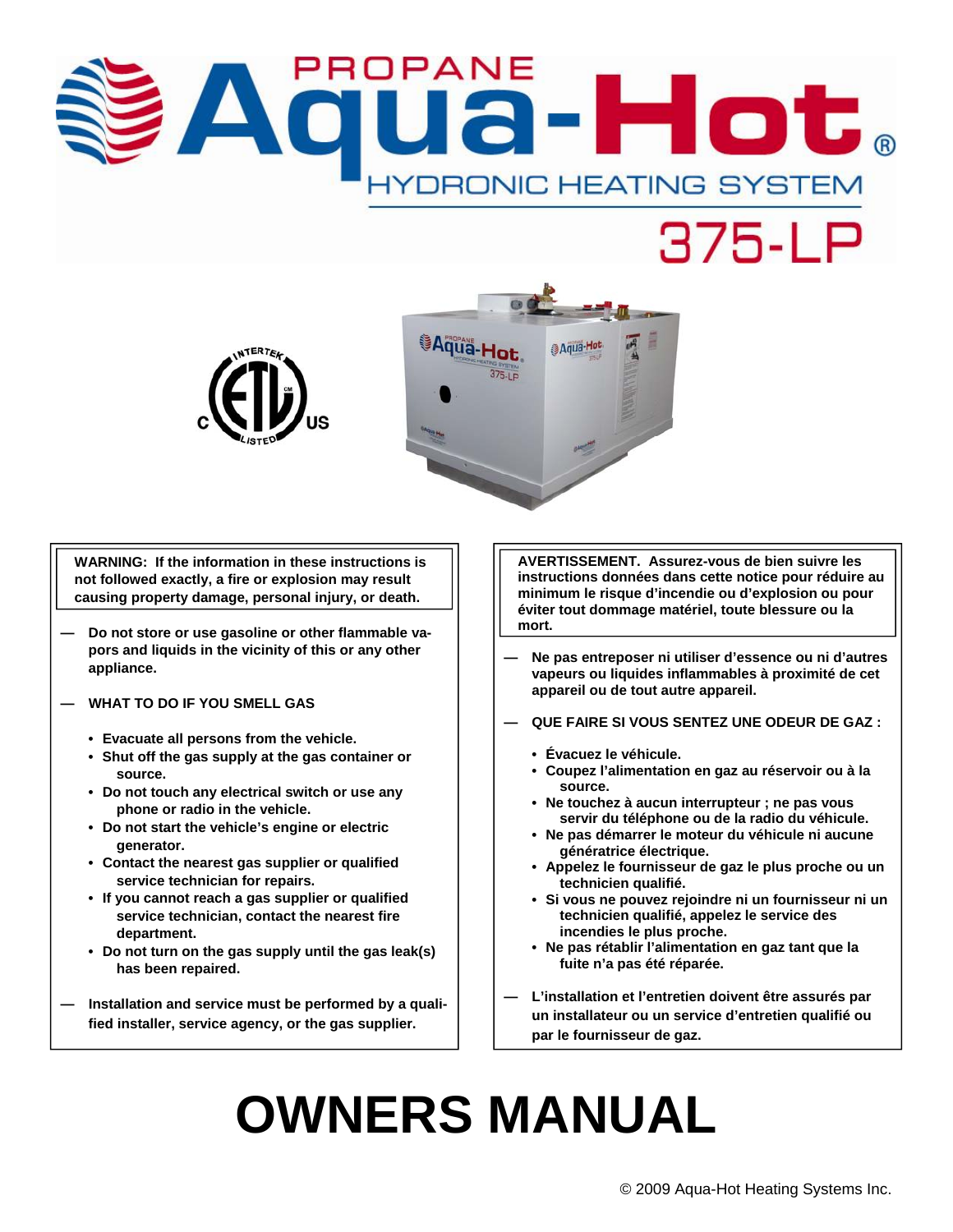# PROPANE Aqua-Hot®

## HYDRONIC HEATING SYSTEM

## 375-LP

**WARNING: If the information in these instructions is not followed exactly, a fire or explosion may result causing property damage, personal injury, or death.**

— **Do not store or use gasoline or other flammable vapors and liquids in the vicinity of this or any other appliance.**

— **WHAT TO DO IF YOU SMELL GAS**

- **Evacuate all persons from the vehicle.**
- **Shut off the gas supply at the gas container or source.**
- **Do not touch any electrical switch or use any phone or radio in the vehicle.**
- **Do not start the vehicle's engine or electric generator.**
- **Contact the nearest gas supplier or qualified service technician for repairs.**
- **If you cannot reach a gas supplier or qualified service technician, contact the nearest fire department.**
- **Do not turn on the gas supply until the gas leak(s) has been repaired.**

— **Installation and service must be performed by a qualified installer, service agency, or the gas supplier.**

**AVERTISSEMENT. Assurez-vous de bien suivre les instructions données dans cette notice pour réduire au minimum le risque d'incendie ou d'explosion ou pour éviter tout dommage matériel, toute blessure ou la mort.**

— **Ne pas entreposer ni utiliser d'essence ou ni d'autres vapeurs ou liquides inflammables à proximité de cet appareil ou de tout autre appareil.**

— **QUE FAIRE SI VOUS SENTEZ UNE ODEUR DE GAZ :**

- **Évacuez le véhicule.**
- **Coupez l'alimentation en gaz au réservoir ou à la source.**
- **Ne touchez à aucun interrupteur ; ne pas vous servir du téléphone ou de la radio du véhicule.**
- **Ne pas démarrer le moteur du véhicule ni aucune génératrice électrique.**
- **Appelez le fournisseur de gaz le plus proche ou un technicien qualifié.**
- **Si vous ne pouvez rejoindre ni un fournisseur ni un technicien qualifié, appelez le service des incendies le plus proche.**
- **Ne pas rétablir l'alimentation en gaz tant que la fuite n'a pas été réparée.**

— **L'installation et l'entretien doivent être assurés par un installateur ou un service d'entretien qualifié ou par le fournisseur de gaz.**

# OWNERS MANUAL

© 2009 Aqua-Hot Heating Systems Inc.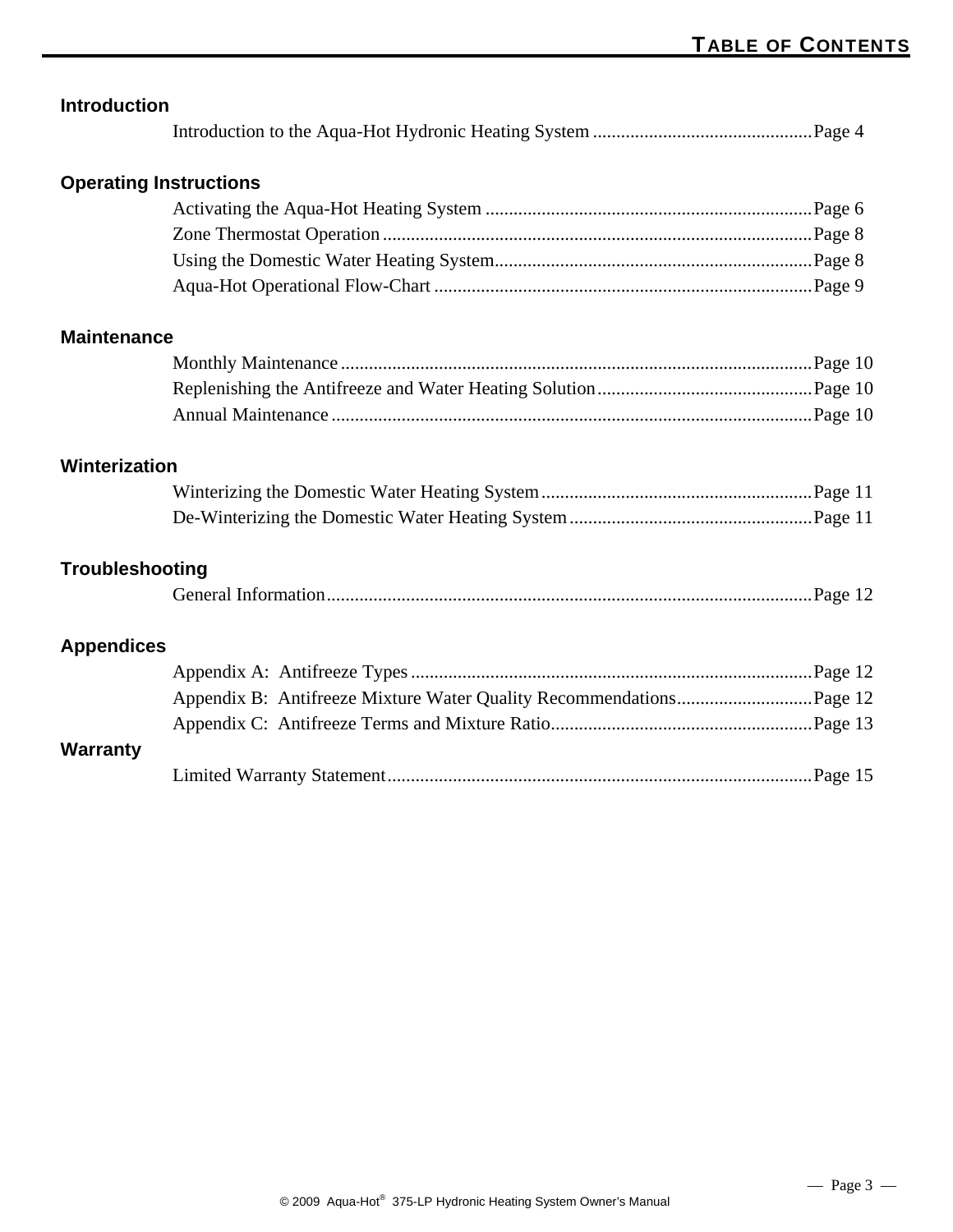# TABLE OF CONTENTS

## Introduction

Introduction to the Aqua-Hot Hydronic Heating System ............................................... Page 4

## Operating Instructions

Activating the Aqua-Hot Heating System ...................................................................... Page 6
Zone Thermostat Operation ............................................................................................ Page 8
Using the Domestic Water Heating System.................................................................... Page 8
Aqua-Hot Operational Flow-Chart ................................................................................. Page 9

## Maintenance

Monthly Maintenance ..................................................................................................... Page 10
Replenishing the Antifreeze and Water Heating Solution.............................................. Page 10
Annual Maintenance ....................................................................................................... Page 10

## Winterization

Winterizing the Domestic Water Heating System........................................................... Page 11
De-Winterizing the Domestic Water Heating System.................................................... Page 11

## Troubleshooting

General Information........................................................................................................ Page 12

## Appendices

Appendix A: Antifreeze Types ...................................................................................... Page 12
Appendix B: Antifreeze Mixture Water Quality Recommendations............................. Page 12
Appendix C: Antifreeze Terms and Mixture Ratio......................................................... Page 13

## Warranty

Limited Warranty Statement........................................................................................... Page 15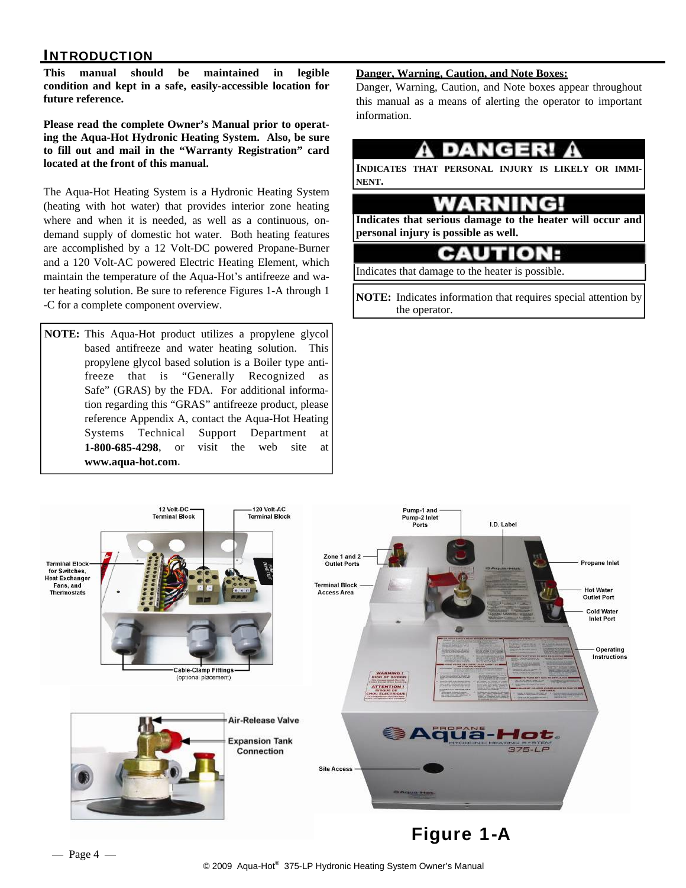## INTRODUCTION

**This manual should be maintained in legible condition and kept in a safe, easily-accessible location for future reference.**

**Please read the complete Owner's Manual prior to operating the Aqua-Hot Hydronic Heating System. Also, be sure to fill out and mail in the "Warranty Registration" card located at the front of this manual.**

The Aqua-Hot Heating System is a Hydronic Heating System (heating with hot water) that provides interior zone heating where and when it is needed, as well as a continuous, on-demand supply of domestic hot water. Both heating features are accomplished by a 12 Volt-DC powered Propane-Burner and a 120 Volt-AC powered Electric Heating Element, which maintain the temperature of the Aqua-Hot's antifreeze and water heating solution. Be sure to reference Figures 1-A through 1-C for a complete component overview.

> **NOTE:** This Aqua-Hot product utilizes a propylene glycol based antifreeze and water heating solution. This propylene glycol based solution is a Boiler type antifreeze that is "Generally Recognized as Safe" (GRAS) by the FDA. For additional information regarding this "GRAS" antifreeze product, please reference Appendix A, contact the Aqua-Hot Heating Systems Technical Support Department at **1-800-685-4298**, or visit the web site at **www.aqua-hot.com**.

**Danger, Warning, Caution, and Note Boxes:**

Danger, Warning, Caution, and Note boxes appear throughout this manual as a means of alerting the operator to important information.

> **⚠ DANGER! ⚠**
>
> **INDICATES THAT PERSONAL INJURY IS LIKELY OR IMMINENT.**

> **WARNING!**
>
> **Indicates that serious damage to the heater will occur and personal injury is possible as well.**

> **CAUTION:**
>
> Indicates that damage to the heater is possible.

> **NOTE:** Indicates information that requires special attention by the operator.

12 Volt-DC Terminal Block

120 Volt-AC Terminal Block

Terminal Block for Switches, Heat Exchanger Fans, and Thermostats

Cable-Clamp Fittings (optional placement)

Air-Release Valve

Expansion Tank Connection

Pump-1 and Pump-2 Inlet Ports

I.D. Label

Zone 1 and 2 Outlet Ports

Terminal Block Access Area

Propane Inlet

Hot Water Outlet Port

Cold Water Inlet Port

Operating Instructions

Site Access

**Figure 1-A**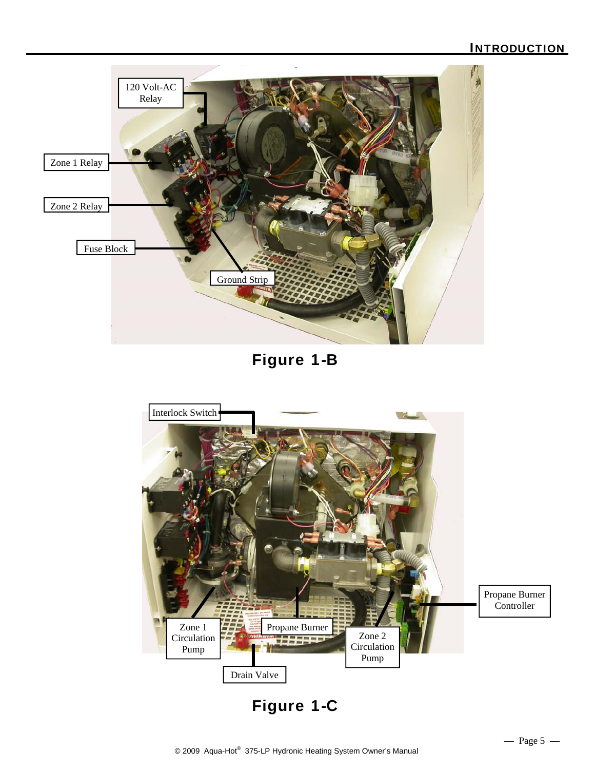120 Volt-AC Relay

Zone 1 Relay

Zone 2 Relay

Fuse Block

Ground Strip

**Figure 1-B**

Interlock Switch

Propane Burner Controller

Zone 1 Circulation Pump

Propane Burner

Zone 2 Circulation Pump

Drain Valve

**Figure 1-C**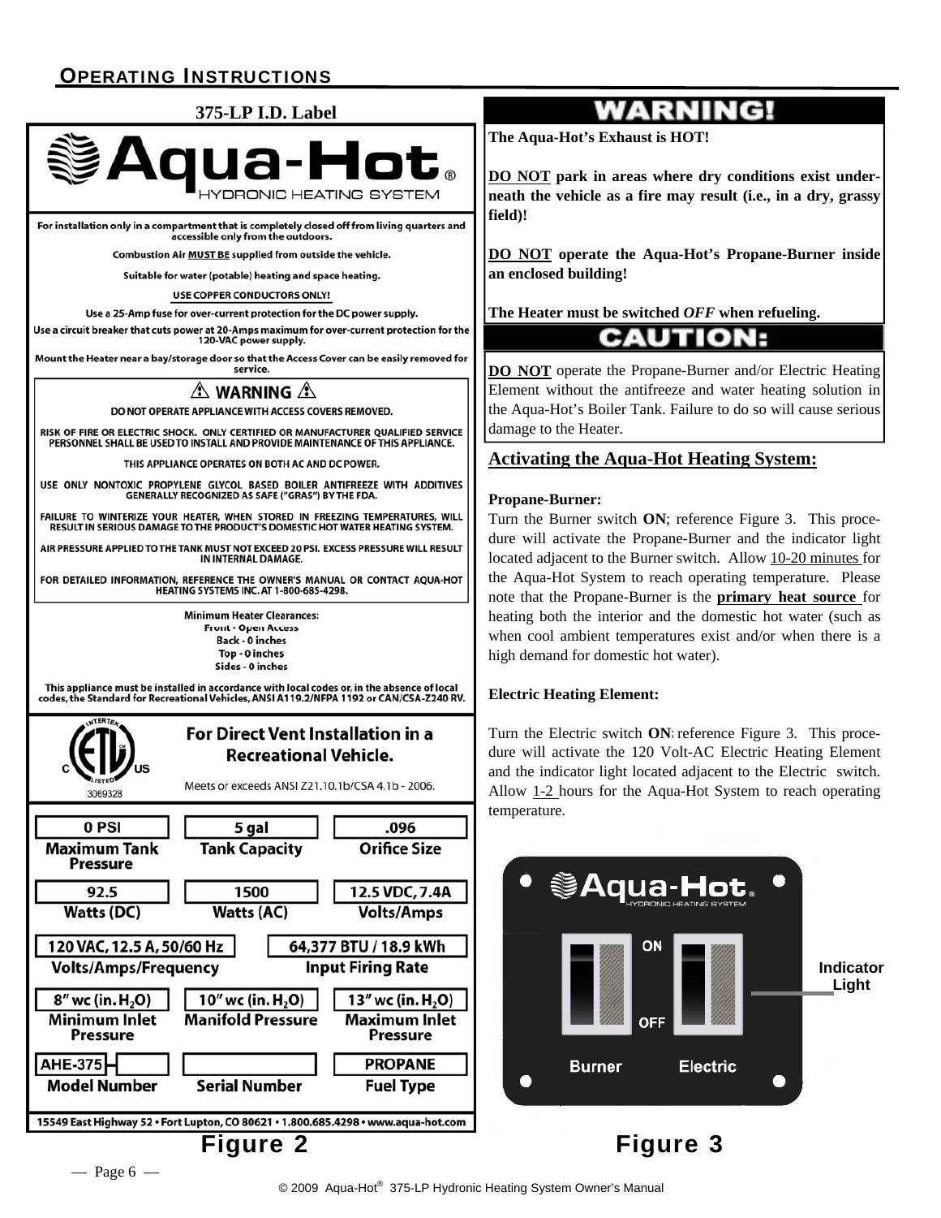## OPERATING INSTRUCTIONS

**375-LP I.D. Label**

**Aqua-Hot®**
HYDRONIC HEATING SYSTEM

For installation only in a compartment that is completely closed off from living quarters and accessible only from the outdoors.

Combustion Air MUST BE supplied from outside the vehicle.

Suitable for water (potable) heating and space heating.

USE COPPER CONDUCTORS ONLY!

Use a 25-Amp fuse for over-current protection for the DC power supply.

Use a circuit breaker that cuts power at 20-Amps maximum for over-current protection for the 120-VAC power supply.

Mount the Heater near a bay/storage door so that the Access Cover can be easily removed for service.

**⚠ WARNING ⚠**

DO NOT OPERATE APPLIANCE WITH ACCESS COVERS REMOVED.

RISK OF FIRE OR ELECTRIC SHOCK. ONLY CERTIFIED OR MANUFACTURER QUALIFIED SERVICE PERSONNEL SHALL BE USED TO INSTALL AND PROVIDE MAINTENANCE OF THIS APPLIANCE.

THIS APPLIANCE OPERATES ON BOTH AC AND DC POWER.

USE ONLY NONTOXIC PROPYLENE GLYCOL BASED BOILER ANTIFREEZE WITH ADDITIVES GENERALLY RECOGNIZED AS SAFE ("GRAS") BY THE FDA.

FAILURE TO WINTERIZE YOUR HEATER, WHEN STORED IN FREEZING TEMPERATURES, WILL RESULT IN SERIOUS DAMAGE TO THE PRODUCT'S DOMESTIC HOT WATER HEATING SYSTEM.

AIR PRESSURE APPLIED TO THE TANK MUST NOT EXCEED 20 PSI. EXCESS PRESSURE WILL RESULT IN INTERNAL DAMAGE.

FOR DETAILED INFORMATION, REFERENCE THE OWNER'S MANUAL OR CONTACT AQUA-HOT HEATING SYSTEMS INC. AT 1-800-685-4298.

Minimum Heater Clearances:
Front - Open Access
Back - 0 inches
Top - 0 inches
Sides - 0 inches

This appliance must be installed in accordance with local codes or, in the absence of local codes, the Standard for Recreational Vehicles, ANSI A119.2/NFPA 1192 or CAN/CSA-Z240 RV.

ETL Listed 3069328

**For Direct Vent Installation in a Recreational Vehicle.**

Meets or exceeds ANSI Z21.10.1b/CSA 4.1b - 2006.

| Maximum Tank Pressure | Tank Capacity | Orifice Size |
|---|---|---|
| 0 PSI | 5 gal | .096 |

| Watts (DC) | Watts (AC) | Volts/Amps |
|---|---|---|
| 92.5 | 1500 | 12.5 VDC, 7.4A |

| Volts/Amps/Frequency | Input Firing Rate |
|---|---|
| 120 VAC, 12.5 A, 50/60 Hz | 64,377 BTU / 18.9 kWh |

| Minimum Inlet Pressure | Manifold Pressure | Maximum Inlet Pressure |
|---|---|---|
| 8" wc (in. $H_2O$) | 10" wc (in. $H_2O$) | 13" wc (in. $H_2O$) |

| Model Number | Serial Number | Fuel Type |
|---|---|---|
| AHE-375- | | PROPANE |

15549 East Highway 52 • Fort Lupton, CO 80621 • 1.800.685.4298 • www.aqua-hot.com

**Figure 2**

## WARNING!

**The Aqua-Hot's Exhaust is HOT!**

**DO NOT park in areas where dry conditions exist underneath the vehicle as a fire may result (i.e., in a dry, grassy field)!**

**DO NOT operate the Aqua-Hot's Propane-Burner inside an enclosed building!**

**The Heater must be switched *OFF* when refueling.**

## CAUTION:

**DO NOT** operate the Propane-Burner and/or Electric Heating Element without the antifreeze and water heating solution in the Aqua-Hot's Boiler Tank. Failure to do so will cause serious damage to the Heater.

### Activating the Aqua-Hot Heating System:

**Propane-Burner:**

Turn the Burner switch **ON**; reference Figure 3. This procedure will activate the Propane-Burner and the indicator light located adjacent to the Burner switch. Allow 10-20 minutes for the Aqua-Hot System to reach operating temperature. Please note that the Propane-Burner is the **primary heat source** for heating both the interior and the domestic hot water (such as when cool ambient temperatures exist and/or when there is a high demand for domestic hot water).

**Electric Heating Element:**

Turn the Electric switch **ON**; reference Figure 3. This procedure will activate the 120 Volt-AC Electric Heating Element and the indicator light located adjacent to the Electric switch. Allow 1-2 hours for the Aqua-Hot System to reach operating temperature.

Aqua-Hot® HYDRONIC HEATING SYSTEM — ON / OFF — Burner — Electric — Indicator Light

**Figure 3**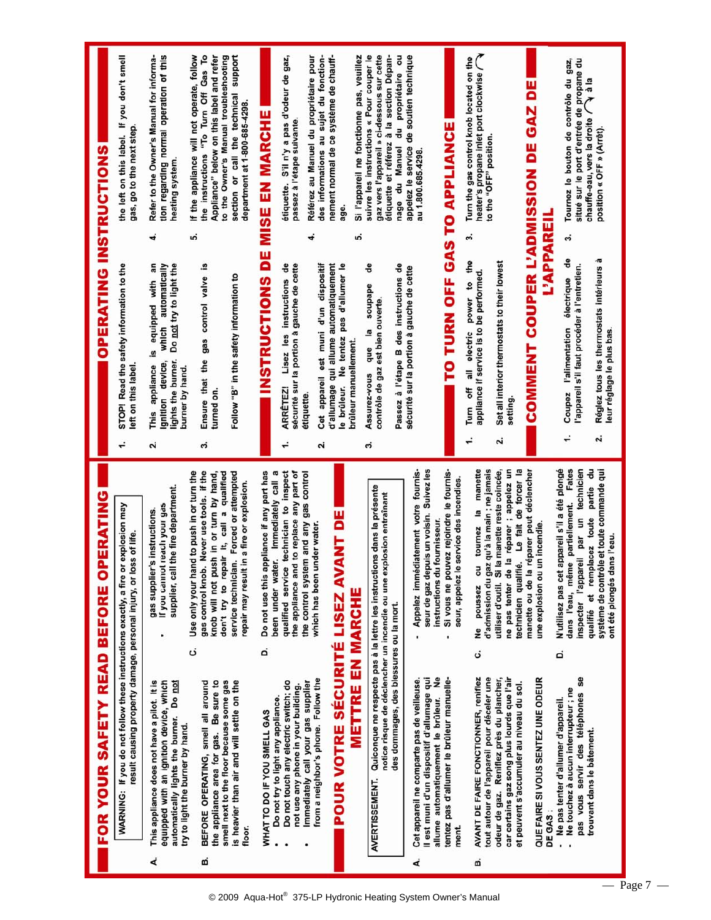# FOR YOUR SAFETY READ BEFORE OPERATING

**WARNING: If you do not follow these instructions exactly, a fire or explosion may result causing property damage, personal injury, or loss of life.**

A. This appliance does not have a pilot. It is equipped with an ignition device, which automatically lights the burner. Do not try to light the burner by hand.

B. BEFORE OPERATING, smell all around the appliance area for gas. Be sure to smell next to the floor because some gas is heavier than air and will settle on the floor.

WHAT TO DO IF YOU SMELL GAS

- Do not try to light any appliance.
- Do not touch any electric switch; do not use any phone in your building.
- Immediately call your gas supplier from a neighbor's phone. Follow the gas supplier's instructions.
- If you cannot reach your gas supplier, call the fire department.

C. Use only your hand to push in or turn the gas control knob. Never use tools. If the knob will not push in or turn by hand, don't try to repair it, call a qualified service technician. Forced or attempted repair may result in a fire or explosion.

D. Do not use this appliance if any part has been under water. Immediately call a qualified service technician to inspect the appliance and to replace any part of the control system and any gas control which has been under water.

# POUR VOTRE SÉCURITÉ LISEZ AVANT DE METTRE EN MARCHE

**AVERTISSEMENT. Quiconque ne respecte pas à la lettre les instructions dans la présente notice risque de déclencher un incendie ou une explosion entraînant des dommages, des blessures ou la mort.**

A. Cet appareil ne comporte pas de veilleuse. Il est muni d'un dispositif d'allumage qui allume automatiquement le brûleur. Ne tentez pas d'allumer le brûleur manuellement.

B. AVANT DE FAIRE FONCTIONNER, reniflez tout autour de l'appareil pour déceler une odeur de gaz. Reniflez près du plancher, car certains gaz sont plus lourds que l'air et peuvent s'accumuler au niveau du sol.

QUE FAIRE SI VOUS SENTEZ UNE ODEUR DE GAZ :

- Ne pas tenter d'allumer d'appareil.
- Ne touchez à aucun interrupteur ; ne pas vous servir des téléphones se trouvant dans le bâtement.
- Appelez immédiatement votre fournisseur de gaz depuis un voisin. Suivez les instructions du fournisseur.
- Si vous ne pouvez rejoindre le fournisseur, appelez le service des incendies.

C. Ne poussez ou tournez la manette d'admission du gaz qu'à la main ; ne jamais utiliser d'outil. Si la manette reste coincée, ne pas tenter de la réparer ; appelez un technicien qualifié. Le fait de forcer la manette ou de la réparer peut déclencher une explosion ou un incendie.

D. N'utilisez pas cet appareil s'il a été plongé dans l'eau, même partiellement. Faites inspecter l'appareil par un technicien qualifié et remplacez toute partie du système de contrôle et toute commande qui ont été plongés dans l'eau.

# OPERATING INSTRUCTIONS

1. STOP! Read the safety information to the left on this label.
2. This appliance is equipped with an ignition device, which automatically lights the burner. Do not try to light the burner by hand.
3. Ensure that the gas control valve is turned on.

   Follow "B" in the safety information to the left on this label. If you don't smell gas, go to the next step.
4. Refer to the Owner's Manual for information regarding normal operation of this heating system.
5. If the appliance will not operate, follow the instructions "To Turn Off Gas To Appliance" below on this label and refer to the Owner's Manual troubleshooting section or call the technical support department at 1-800-685-4298.

# INSTRUCTIONS DE MISE EN MARCHE

1. ARRÊTEZ! Lisez les instructions de sécurité sur la portion à gauche de cette étiquette.
2. Cet appareil est muni d'un dispositif d'allumage qui allume automatiquement le brûleur. Ne tentez pas d'allumer le brûleur manuellement.
3. Assurez-vous que la soupape de contrôle de gaz est bien ouverte.

   Passez à l'étape B des instructions de sécurité sur la portion à gauche de cette étiquette. S'il n'y a pas d'odeur de gaz, passez à l'étape suivante.
4. Référez au Manuel du propriétaire pour des informations au sujet du fonctionnement normal de ce système de chauffage.
5. Si l'appareil ne fonctionne pas, veuillez suivre les instructions « Pour couper le gaz vers l'appareil » ci-dessous sur cette étiquette et référez à la section Dépannage du Manuel du propriétaire ou appelez le service de soutien technique au 1.800.685.4298.

# TO TURN OFF GAS TO APPLIANCE

1. Turn off all electric power to the appliance if service is to be performed.
2. Set all interior thermostats to their lowest setting.
3. Turn the gas control knob located on the heater's propane inlet port clockwise to the "OFF" position.

# COMMENT COUPER L'ADMISSION DE GAZ DE L'APPAREIL

1. Coupez l'alimentation électrique de l'appareil s'il faut procéder à l'entretien.
2. Réglez tous les thermostats intérieurs à leur réglage le plus bas.
3. Tournez le bouton de contrôle du gaz, situé sur le port d'entrée de propane du chauffe-eau, vers la droite à la position « OFF » (Arrêt).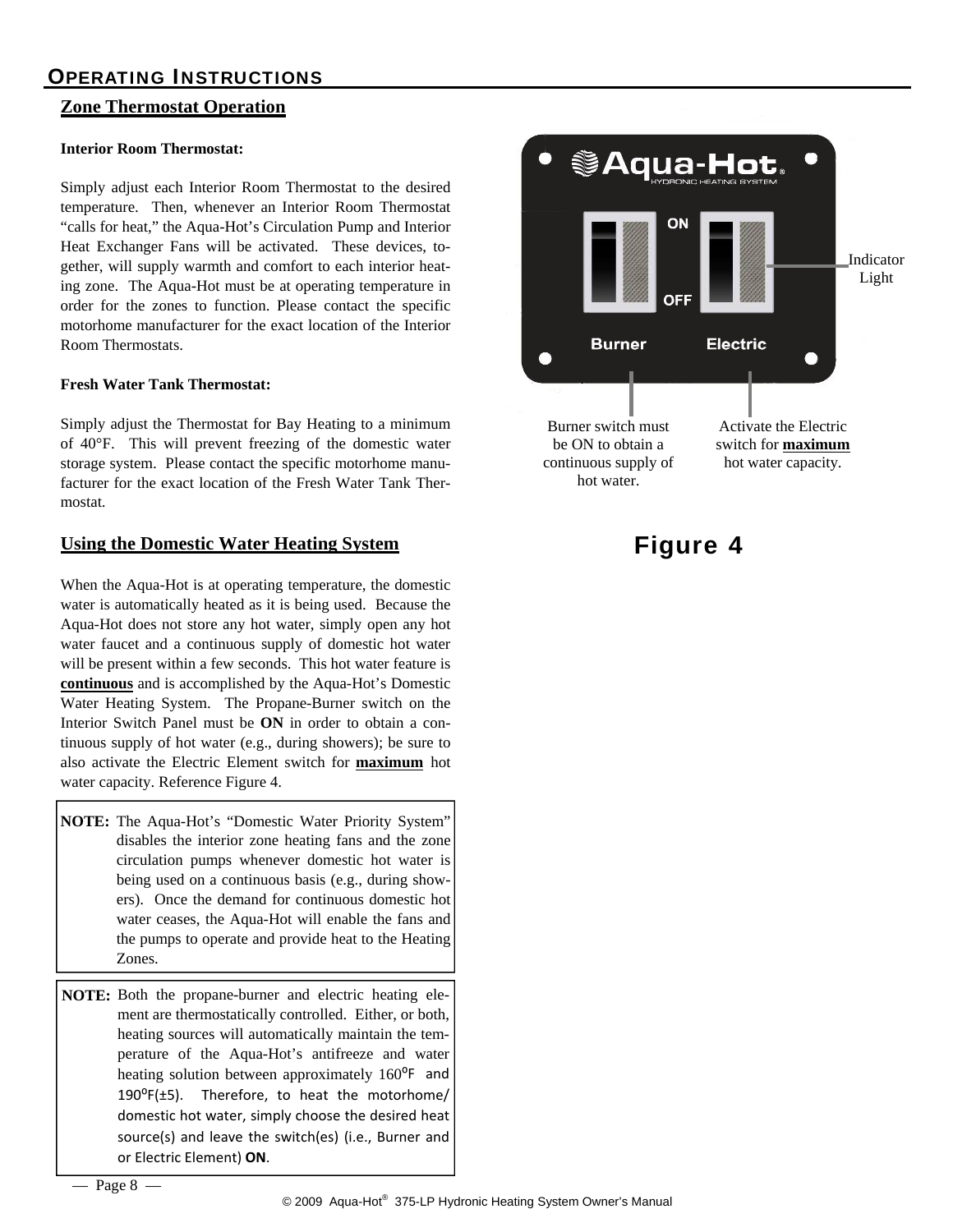# OPERATING INSTRUCTIONS

## Zone Thermostat Operation

**Interior Room Thermostat:**

Simply adjust each Interior Room Thermostat to the desired temperature. Then, whenever an Interior Room Thermostat "calls for heat," the Aqua-Hot's Circulation Pump and Interior Heat Exchanger Fans will be activated. These devices, together, will supply warmth and comfort to each interior heating zone. The Aqua-Hot must be at operating temperature in order for the zones to function. Please contact the specific motorhome manufacturer for the exact location of the Interior Room Thermostats.

**Fresh Water Tank Thermostat:**

Simply adjust the Thermostat for Bay Heating to a minimum of 40°F. This will prevent freezing of the domestic water storage system. Please contact the specific motorhome manufacturer for the exact location of the Fresh Water Tank Thermostat.

## Using the Domestic Water Heating System

When the Aqua-Hot is at operating temperature, the domestic water is automatically heated as it is being used. Because the Aqua-Hot does not store any hot water, simply open any hot water faucet and a continuous supply of domestic hot water will be present within a few seconds. This hot water feature is **continuous** and is accomplished by the Aqua-Hot's Domestic Water Heating System. The Propane-Burner switch on the Interior Switch Panel must be **ON** in order to obtain a continuous supply of hot water (e.g., during showers); be sure to also activate the Electric Element switch for **maximum** hot water capacity. Reference Figure 4.

**NOTE:** The Aqua-Hot's "Domestic Water Priority System" disables the interior zone heating fans and the zone circulation pumps whenever domestic hot water is being used on a continuous basis (e.g., during showers). Once the demand for continuous domestic hot water ceases, the Aqua-Hot will enable the fans and the pumps to operate and provide heat to the Heating Zones.

**NOTE:** Both the propane-burner and electric heating element are thermostatically controlled. Either, or both, heating sources will automatically maintain the temperature of the Aqua-Hot's antifreeze and water heating solution between approximately 160°F and 190°F(±5). Therefore, to heat the motorhome/domestic hot water, simply choose the desired heat source(s) and leave the switch(es) (i.e., Burner and or Electric Element) **ON**.

Aqua-Hot® HYDRONIC HEATING SYSTEM

ON

OFF

Burner

Electric

Indicator Light

Burner switch must be ON to obtain a continuous supply of hot water.

Activate the Electric switch for **maximum** hot water capacity.

**Figure 4**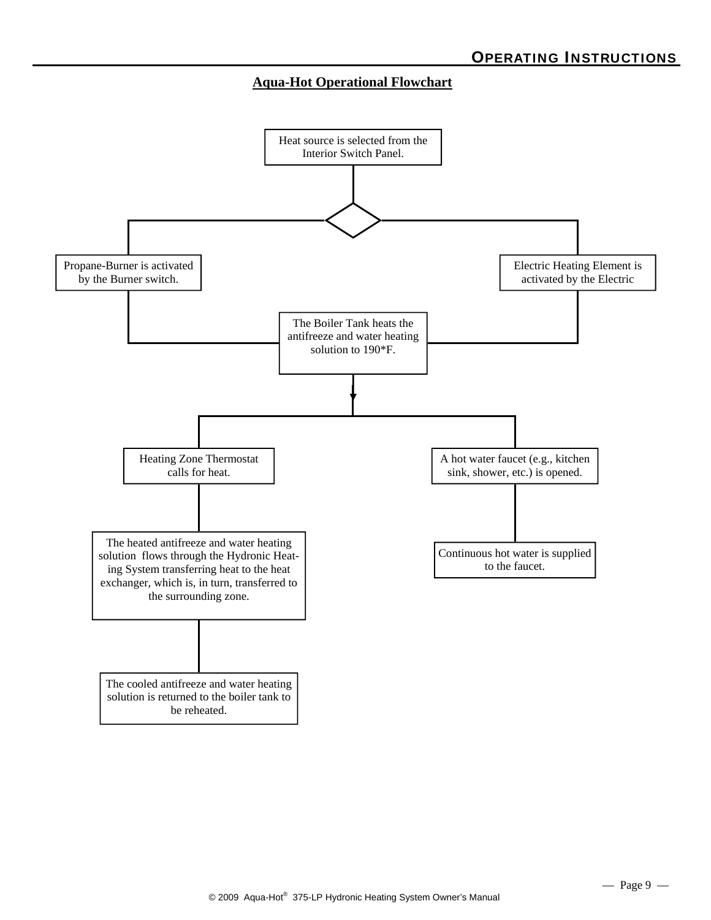## Aqua-Hot Operational Flowchart

Heat source is selected from the Interior Switch Panel.

Propane-Burner is activated by the Burner switch.

Electric Heating Element is activated by the Electric

The Boiler Tank heats the antifreeze and water heating solution to 190*F.

Heating Zone Thermostat calls for heat.

The heated antifreeze and water heating solution flows through the Hydronic Heating System transferring heat to the heat exchanger, which is, in turn, transferred to the surrounding zone.

The cooled antifreeze and water heating solution is returned to the boiler tank to be reheated.

A hot water faucet (e.g., kitchen sink, shower, etc.) is opened.

Continuous hot water is supplied to the faucet.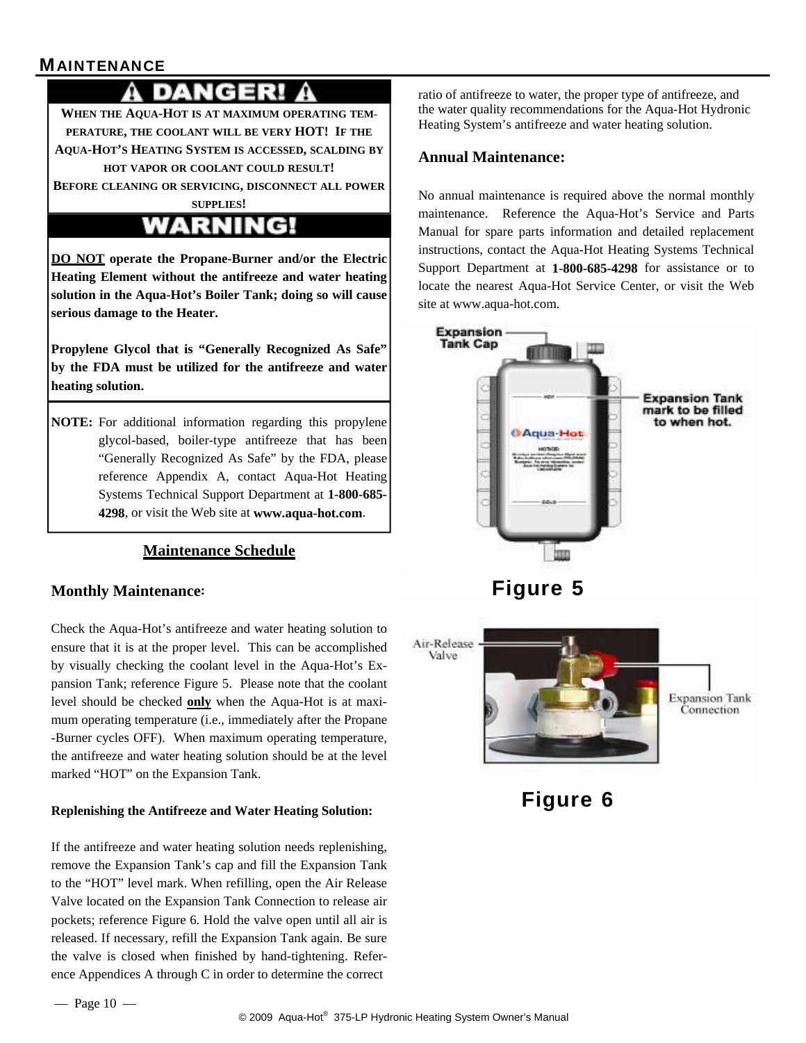# MAINTENANCE

**⚠ DANGER! ⚠**

**WHEN THE AQUA-HOT IS AT MAXIMUM OPERATING TEMPERATURE, THE COOLANT WILL BE VERY HOT! IF THE AQUA-HOT'S HEATING SYSTEM IS ACCESSED, SCALDING BY HOT VAPOR OR COOLANT COULD RESULT!**
**BEFORE CLEANING OR SERVICING, DISCONNECT ALL POWER SUPPLIES!**

**WARNING!**

**DO NOT operate the Propane-Burner and/or the Electric Heating Element without the antifreeze and water heating solution in the Aqua-Hot's Boiler Tank; doing so will cause serious damage to the Heater.**

**Propylene Glycol that is "Generally Recognized As Safe" by the FDA must be utilized for the antifreeze and water heating solution.**

**NOTE:** For additional information regarding this propylene glycol-based, boiler-type antifreeze that has been "Generally Recognized As Safe" by the FDA, please reference Appendix A, contact Aqua-Hot Heating Systems Technical Support Department at **1-800-685-4298**, or visit the Web site at **www.aqua-hot.com**.

## Maintenance Schedule

### Monthly Maintenance:

Check the Aqua-Hot's antifreeze and water heating solution to ensure that it is at the proper level. This can be accomplished by visually checking the coolant level in the Aqua-Hot's Expansion Tank; reference Figure 5. Please note that the coolant level should be checked **only** when the Aqua-Hot is at maximum operating temperature (i.e., immediately after the Propane-Burner cycles OFF). When maximum operating temperature, the antifreeze and water heating solution should be at the level marked "HOT" on the Expansion Tank.

#### Replenishing the Antifreeze and Water Heating Solution:

If the antifreeze and water heating solution needs replenishing, remove the Expansion Tank's cap and fill the Expansion Tank to the "HOT" level mark. When refilling, open the Air Release Valve located on the Expansion Tank Connection to release air pockets; reference Figure 6. Hold the valve open until all air is released. If necessary, refill the Expansion Tank again. Be sure the valve is closed when finished by hand-tightening. Reference Appendices A through C in order to determine the correct ratio of antifreeze to water, the proper type of antifreeze, and the water quality recommendations for the Aqua-Hot Hydronic Heating System's antifreeze and water heating solution.

### Annual Maintenance:

No annual maintenance is required above the normal monthly maintenance. Reference the Aqua-Hot's Service and Parts Manual for spare parts information and detailed replacement instructions, contact the Aqua-Hot Heating Systems Technical Support Department at **1-800-685-4298** for assistance or to locate the nearest Aqua-Hot Service Center, or visit the Web site at www.aqua-hot.com.

Expansion Tank Cap

Expansion Tank mark to be filled to when hot.

**Figure 5**

Air-Release Valve

Expansion Tank Connection

**Figure 6**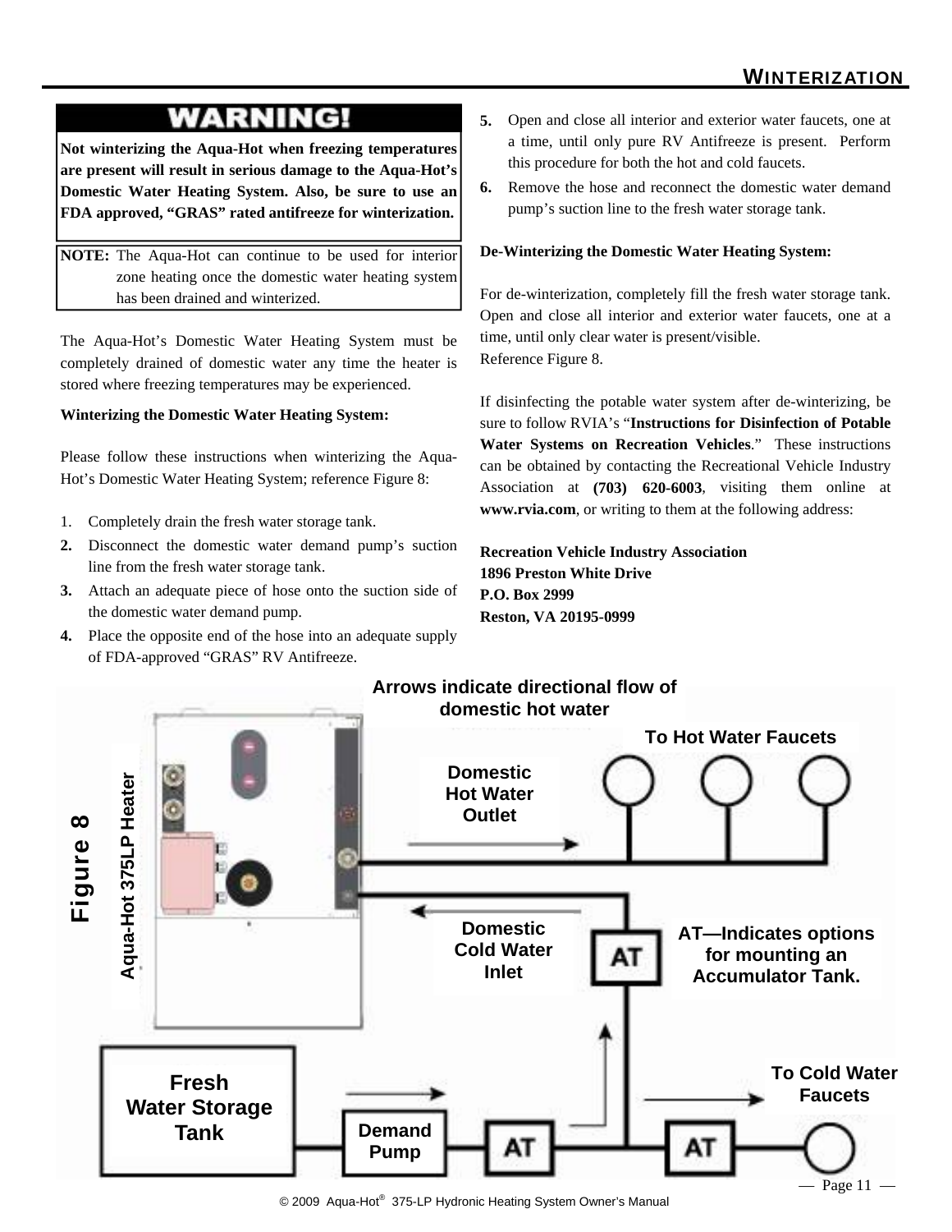**WARNING!**

**Not winterizing the Aqua-Hot when freezing temperatures are present will result in serious damage to the Aqua-Hot's Domestic Water Heating System. Also, be sure to use an FDA approved, "GRAS" rated antifreeze for winterization.**

**NOTE:** The Aqua-Hot can continue to be used for interior zone heating once the domestic water heating system has been drained and winterized.

The Aqua-Hot's Domestic Water Heating System must be completely drained of domestic water any time the heater is stored where freezing temperatures may be experienced.

**Winterizing the Domestic Water Heating System:**

Please follow these instructions when winterizing the Aqua-Hot's Domestic Water Heating System; reference Figure 8:

1. Completely drain the fresh water storage tank.
2. Disconnect the domestic water demand pump's suction line from the fresh water storage tank.
3. Attach an adequate piece of hose onto the suction side of the domestic water demand pump.
4. Place the opposite end of the hose into an adequate supply of FDA-approved "GRAS" RV Antifreeze.
5. Open and close all interior and exterior water faucets, one at a time, until only pure RV Antifreeze is present. Perform this procedure for both the hot and cold faucets.
6. Remove the hose and reconnect the domestic water demand pump's suction line to the fresh water storage tank.

**De-Winterizing the Domestic Water Heating System:**

For de-winterization, completely fill the fresh water storage tank. Open and close all interior and exterior water faucets, one at a time, until only clear water is present/visible.
Reference Figure 8.

If disinfecting the potable water system after de-winterizing, be sure to follow RVIA's "**Instructions for Disinfection of Potable Water Systems on Recreation Vehicles**." These instructions can be obtained by contacting the Recreational Vehicle Industry Association at **(703) 620-6003**, visiting them online at **www.rvia.com**, or writing to them at the following address:

**Recreation Vehicle Industry Association**
**1896 Preston White Drive**
**P.O. Box 2999**
**Reston, VA 20195-0999**

**Figure 8**

Arrows indicate directional flow of domestic hot water

Aqua-Hot 375LP Heater — Domestic Hot Water Outlet — To Hot Water Faucets — Domestic Cold Water Inlet — AT—Indicates options for mounting an Accumulator Tank. — Fresh Water Storage Tank — Demand Pump — To Cold Water Faucets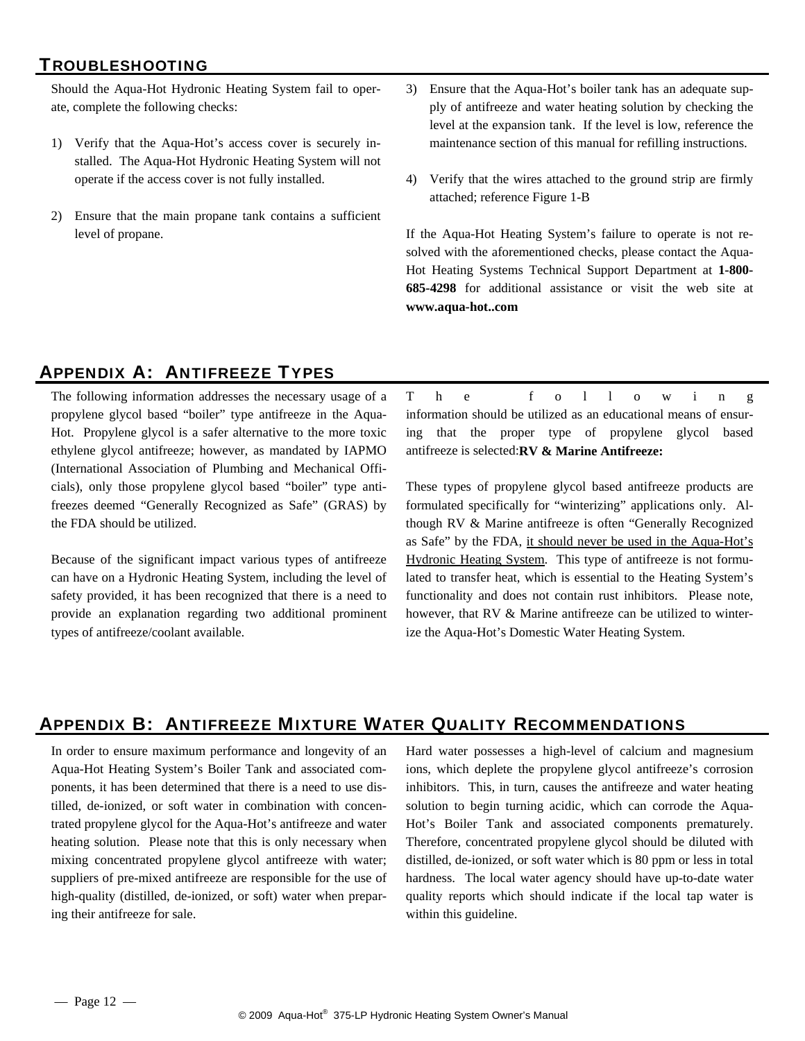## TROUBLESHOOTING

Should the Aqua-Hot Hydronic Heating System fail to operate, complete the following checks:

1) Verify that the Aqua-Hot's access cover is securely installed. The Aqua-Hot Hydronic Heating System will not operate if the access cover is not fully installed.

2) Ensure that the main propane tank contains a sufficient level of propane.

3) Ensure that the Aqua-Hot's boiler tank has an adequate supply of antifreeze and water heating solution by checking the level at the expansion tank. If the level is low, reference the maintenance section of this manual for refilling instructions.

4) Verify that the wires attached to the ground strip are firmly attached; reference Figure 1-B

If the Aqua-Hot Heating System's failure to operate is not resolved with the aforementioned checks, please contact the Aqua-Hot Heating Systems Technical Support Department at **1-800-685-4298** for additional assistance or visit the web site at **www.aqua-hot..com**

## APPENDIX A: ANTIFREEZE TYPES

The following information addresses the necessary usage of a propylene glycol based "boiler" type antifreeze in the Aqua-Hot. Propylene glycol is a safer alternative to the more toxic ethylene glycol antifreeze; however, as mandated by IAPMO (International Association of Plumbing and Mechanical Officials), only those propylene glycol based "boiler" type antifreezes deemed "Generally Recognized as Safe" (GRAS) by the FDA should be utilized.

Because of the significant impact various types of antifreeze can have on a Hydronic Heating System, including the level of safety provided, it has been recognized that there is a need to provide an explanation regarding two additional prominent types of antifreeze/coolant available.

The following information should be utilized as an educational means of ensuring that the proper type of propylene glycol based antifreeze is selected:**RV & Marine Antifreeze:**

These types of propylene glycol based antifreeze products are formulated specifically for "winterizing" applications only. Although RV & Marine antifreeze is often "Generally Recognized as Safe" by the FDA, <u>it should never be used in the Aqua-Hot's Hydronic Heating System</u>. This type of antifreeze is not formulated to transfer heat, which is essential to the Heating System's functionality and does not contain rust inhibitors. Please note, however, that RV & Marine antifreeze can be utilized to winterize the Aqua-Hot's Domestic Water Heating System.

## APPENDIX B: ANTIFREEZE MIXTURE WATER QUALITY RECOMMENDATIONS

In order to ensure maximum performance and longevity of an Aqua-Hot Heating System's Boiler Tank and associated components, it has been determined that there is a need to use distilled, de-ionized, or soft water in combination with concentrated propylene glycol for the Aqua-Hot's antifreeze and water heating solution. Please note that this is only necessary when mixing concentrated propylene glycol antifreeze with water; suppliers of pre-mixed antifreeze are responsible for the use of high-quality (distilled, de-ionized, or soft) water when preparing their antifreeze for sale.

Hard water possesses a high-level of calcium and magnesium ions, which deplete the propylene glycol antifreeze's corrosion inhibitors. This, in turn, causes the antifreeze and water heating solution to begin turning acidic, which can corrode the Aqua-Hot's Boiler Tank and associated components prematurely. Therefore, concentrated propylene glycol should be diluted with distilled, de-ionized, or soft water which is 80 ppm or less in total hardness. The local water agency should have up-to-date water quality reports which should indicate if the local tap water is within this guideline.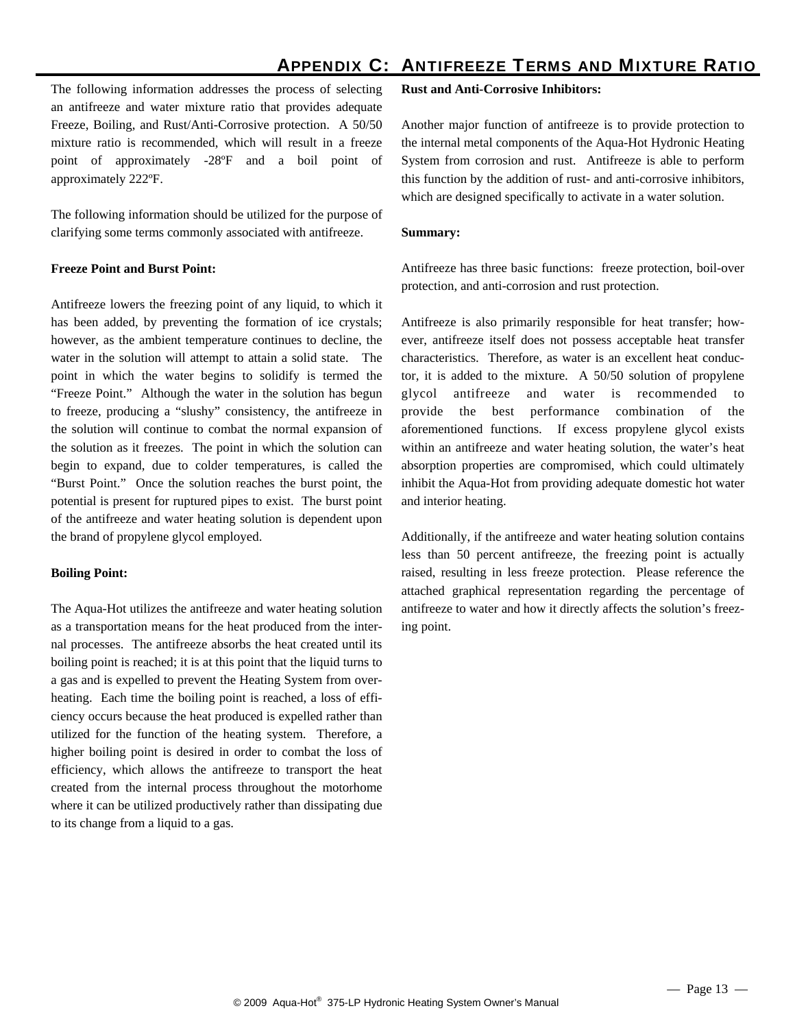# Appendix C: Antifreeze Terms and Mixture Ratio

The following information addresses the process of selecting an antifreeze and water mixture ratio that provides adequate Freeze, Boiling, and Rust/Anti-Corrosive protection. A 50/50 mixture ratio is recommended, which will result in a freeze point of approximately -28ºF and a boil point of approximately 222ºF.

The following information should be utilized for the purpose of clarifying some terms commonly associated with antifreeze.

**Freeze Point and Burst Point:**

Antifreeze lowers the freezing point of any liquid, to which it has been added, by preventing the formation of ice crystals; however, as the ambient temperature continues to decline, the water in the solution will attempt to attain a solid state. The point in which the water begins to solidify is termed the "Freeze Point." Although the water in the solution has begun to freeze, producing a "slushy" consistency, the antifreeze in the solution will continue to combat the normal expansion of the solution as it freezes. The point in which the solution can begin to expand, due to colder temperatures, is called the "Burst Point." Once the solution reaches the burst point, the potential is present for ruptured pipes to exist. The burst point of the antifreeze and water heating solution is dependent upon the brand of propylene glycol employed.

**Boiling Point:**

The Aqua-Hot utilizes the antifreeze and water heating solution as a transportation means for the heat produced from the internal processes. The antifreeze absorbs the heat created until its boiling point is reached; it is at this point that the liquid turns to a gas and is expelled to prevent the Heating System from overheating. Each time the boiling point is reached, a loss of efficiency occurs because the heat produced is expelled rather than utilized for the function of the heating system. Therefore, a higher boiling point is desired in order to combat the loss of efficiency, which allows the antifreeze to transport the heat created from the internal process throughout the motorhome where it can be utilized productively rather than dissipating due to its change from a liquid to a gas.

**Rust and Anti-Corrosive Inhibitors:**

Another major function of antifreeze is to provide protection to the internal metal components of the Aqua-Hot Hydronic Heating System from corrosion and rust. Antifreeze is able to perform this function by the addition of rust- and anti-corrosive inhibitors, which are designed specifically to activate in a water solution.

**Summary:**

Antifreeze has three basic functions: freeze protection, boil-over protection, and anti-corrosion and rust protection.

Antifreeze is also primarily responsible for heat transfer; however, antifreeze itself does not possess acceptable heat transfer characteristics. Therefore, as water is an excellent heat conductor, it is added to the mixture. A 50/50 solution of propylene glycol antifreeze and water is recommended to provide the best performance combination of the aforementioned functions. If excess propylene glycol exists within an antifreeze and water heating solution, the water's heat absorption properties are compromised, which could ultimately inhibit the Aqua-Hot from providing adequate domestic hot water and interior heating.

Additionally, if the antifreeze and water heating solution contains less than 50 percent antifreeze, the freezing point is actually raised, resulting in less freeze protection. Please reference the attached graphical representation regarding the percentage of antifreeze to water and how it directly affects the solution's freezing point.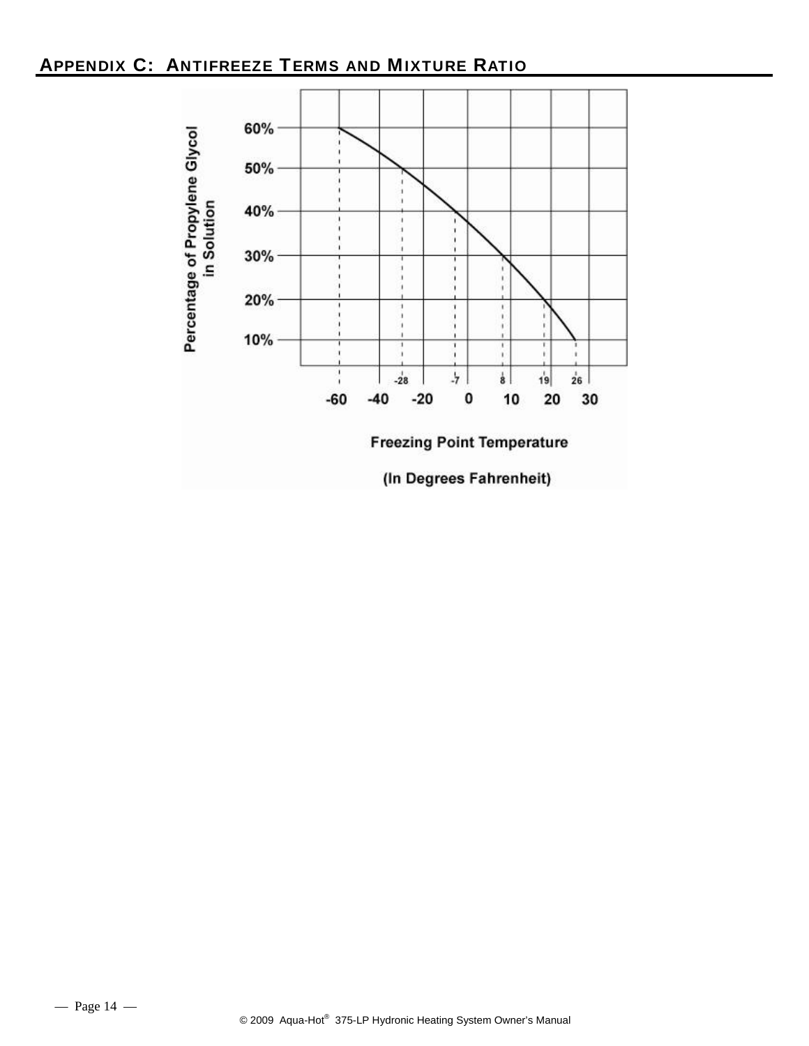## APPENDIX C: ANTIFREEZE TERMS AND MIXTURE RATIO

| Percentage of Propylene Glycol in Solution | Freezing Point Temperature (In Degrees Fahrenheit) |
| --- | --- |
| 60% | -60 |
| 50% | -28 |
| 40% | -7 |
| 30% | 8 |
| 20% | 19 |
| 10% | 26 |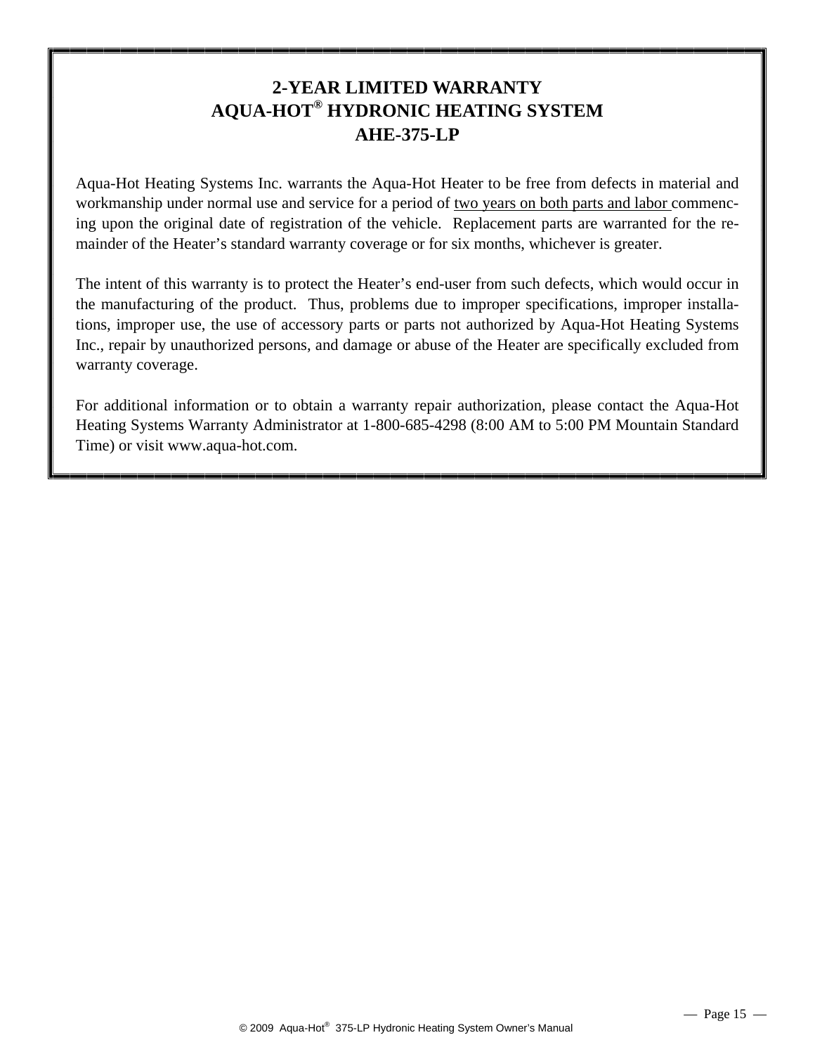# 2-YEAR LIMITED WARRANTY
# AQUA-HOT® HYDRONIC HEATING SYSTEM
# AHE-375-LP

Aqua-Hot Heating Systems Inc. warrants the Aqua-Hot Heater to be free from defects in material and workmanship under normal use and service for a period of <u>two years on both parts and labor</u> commencing upon the original date of registration of the vehicle. Replacement parts are warranted for the remainder of the Heater's standard warranty coverage or for six months, whichever is greater.

The intent of this warranty is to protect the Heater's end-user from such defects, which would occur in the manufacturing of the product. Thus, problems due to improper specifications, improper installations, improper use, the use of accessory parts or parts not authorized by Aqua-Hot Heating Systems Inc., repair by unauthorized persons, and damage or abuse of the Heater are specifically excluded from warranty coverage.

For additional information or to obtain a warranty repair authorization, please contact the Aqua-Hot Heating Systems Warranty Administrator at 1-800-685-4298 (8:00 AM to 5:00 PM Mountain Standard Time) or visit www.aqua-hot.com.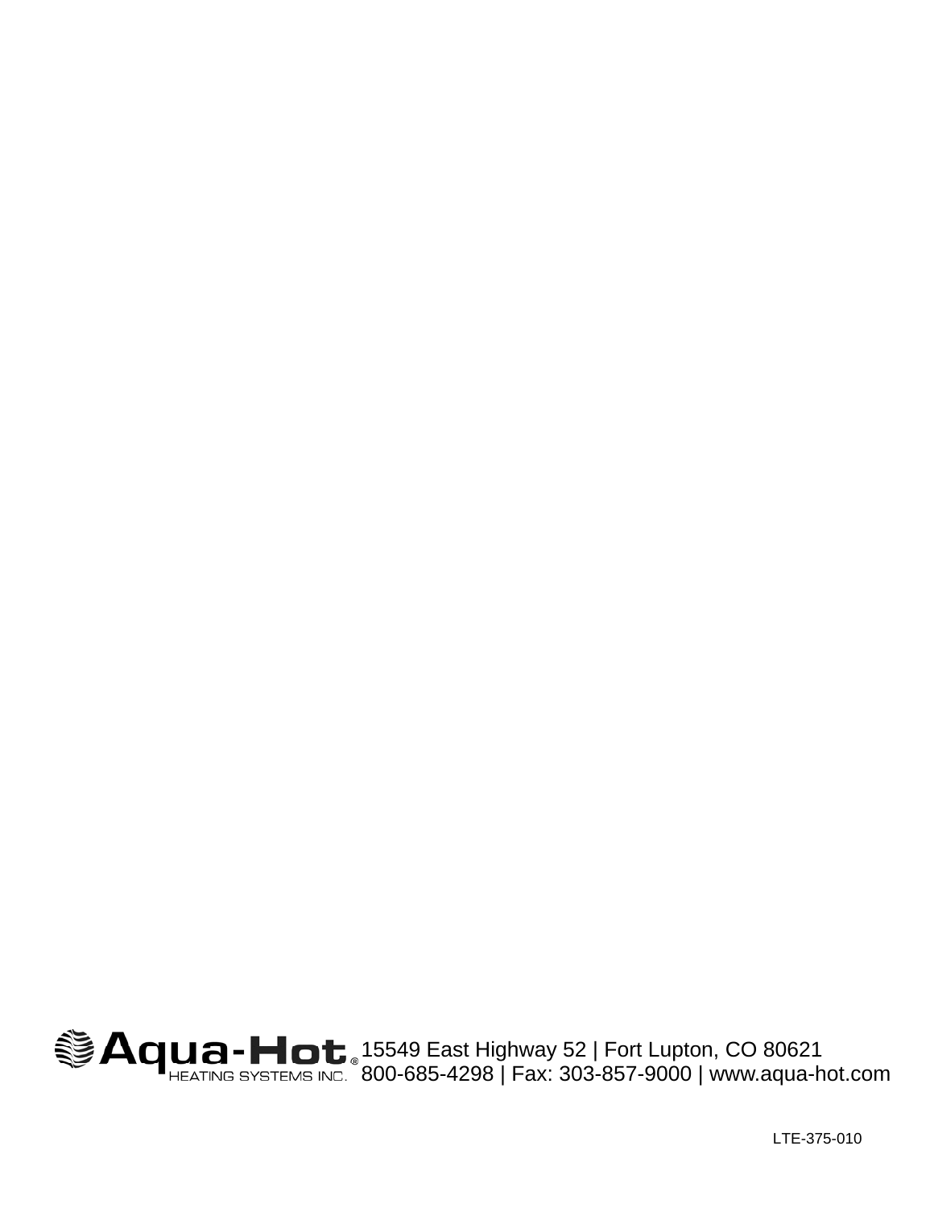Aqua-Hot® HEATING SYSTEMS INC.

15549 East Highway 52 | Fort Lupton, CO 80621

800-685-4298 | Fax: 303-857-9000 | www.aqua-hot.com

LTE-375-010